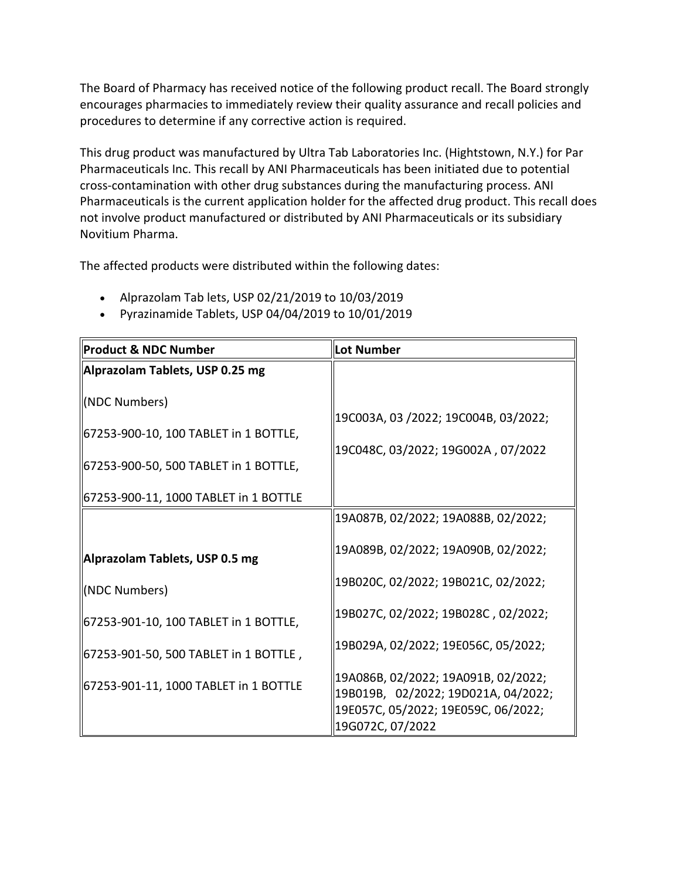The Board of Pharmacy has received notice of the following product recall. The Board strongly encourages pharmacies to immediately review their quality assurance and recall policies and procedures to determine if any corrective action is required.

This drug product was manufactured by Ultra Tab Laboratories Inc. (Hightstown, N.Y.) for Par Pharmaceuticals Inc. This recall by ANI Pharmaceuticals has been initiated due to potential cross-contamination with other drug substances during the manufacturing process. ANI Pharmaceuticals is the current application holder for the affected drug product. This recall does not involve product manufactured or distributed by ANI Pharmaceuticals or its subsidiary Novitium Pharma.

The affected products were distributed within the following dates:

- Alprazolam Tab lets, USP 02/21/2019 to 10/03/2019
- Pyrazinamide Tablets, USP 04/04/2019 to 10/01/2019

| **Product & NDC Number** | **Lot Number** |
|---|---|
| **Alprazolam Tablets, USP 0.25 mg**<br><br>(NDC Numbers)<br><br>67253-900-10, 100 TABLET in 1 BOTTLE,<br><br>67253-900-50, 500 TABLET in 1 BOTTLE,<br><br>67253-900-11, 1000 TABLET in 1 BOTTLE | 19C003A, 03 /2022; 19C004B, 03/2022;<br><br>19C048C, 03/2022; 19G002A , 07/2022 |
| **Alprazolam Tablets, USP 0.5 mg**<br><br>(NDC Numbers)<br><br>67253-901-10, 100 TABLET in 1 BOTTLE,<br><br>67253-901-50, 500 TABLET in 1 BOTTLE ,<br><br>67253-901-11, 1000 TABLET in 1 BOTTLE | 19A087B, 02/2022; 19A088B, 02/2022;<br><br>19A089B, 02/2022; 19A090B, 02/2022;<br><br>19B020C, 02/2022; 19B021C, 02/2022;<br><br>19B027C, 02/2022; 19B028C , 02/2022;<br><br>19B029A, 02/2022; 19E056C, 05/2022;<br><br>19A086B, 02/2022; 19A091B, 02/2022;<br>19B019B, 02/2022; 19D021A, 04/2022;<br>19E057C, 05/2022; 19E059C, 06/2022;<br>19G072C, 07/2022 |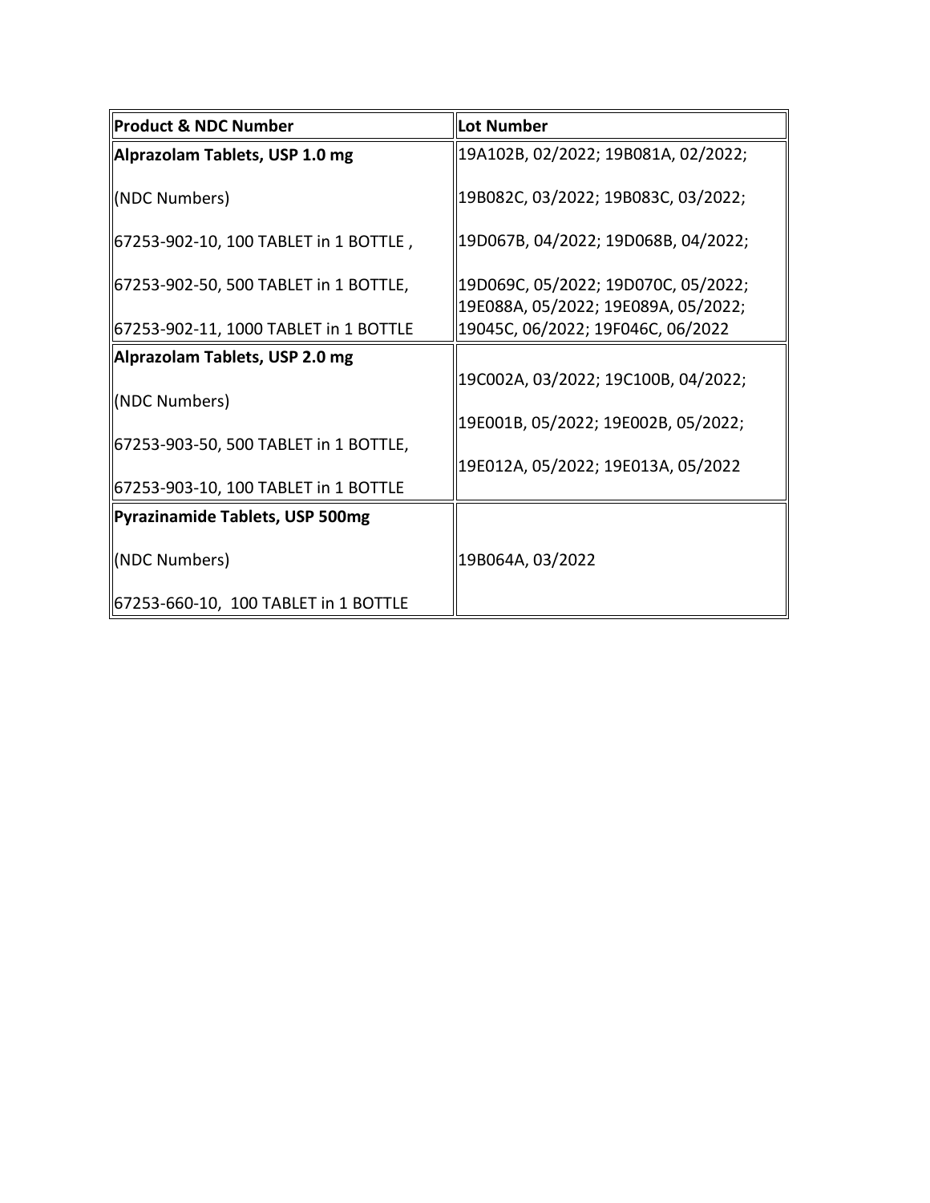| Product & NDC Number | Lot Number |
| --- | --- |
| **Alprazolam Tablets, USP 1.0 mg**<br><br>(NDC Numbers)<br><br>67253-902-10, 100 TABLET in 1 BOTTLE ,<br><br>67253-902-50, 500 TABLET in 1 BOTTLE,<br><br>67253-902-11, 1000 TABLET in 1 BOTTLE | 19A102B, 02/2022; 19B081A, 02/2022;<br><br>19B082C, 03/2022; 19B083C, 03/2022;<br><br>19D067B, 04/2022; 19D068B, 04/2022;<br><br>19D069C, 05/2022; 19D070C, 05/2022;<br>19E088A, 05/2022; 19E089A, 05/2022;<br>19045C, 06/2022; 19F046C, 06/2022 |
| **Alprazolam Tablets, USP 2.0 mg**<br><br>(NDC Numbers)<br><br>67253-903-50, 500 TABLET in 1 BOTTLE,<br><br>67253-903-10, 100 TABLET in 1 BOTTLE | 19C002A, 03/2022; 19C100B, 04/2022;<br><br>19E001B, 05/2022; 19E002B, 05/2022;<br><br>19E012A, 05/2022; 19E013A, 05/2022 |
| **Pyrazinamide Tablets, USP 500mg**<br><br>(NDC Numbers)<br><br>67253-660-10, 100 TABLET in 1 BOTTLE | 19B064A, 03/2022 |